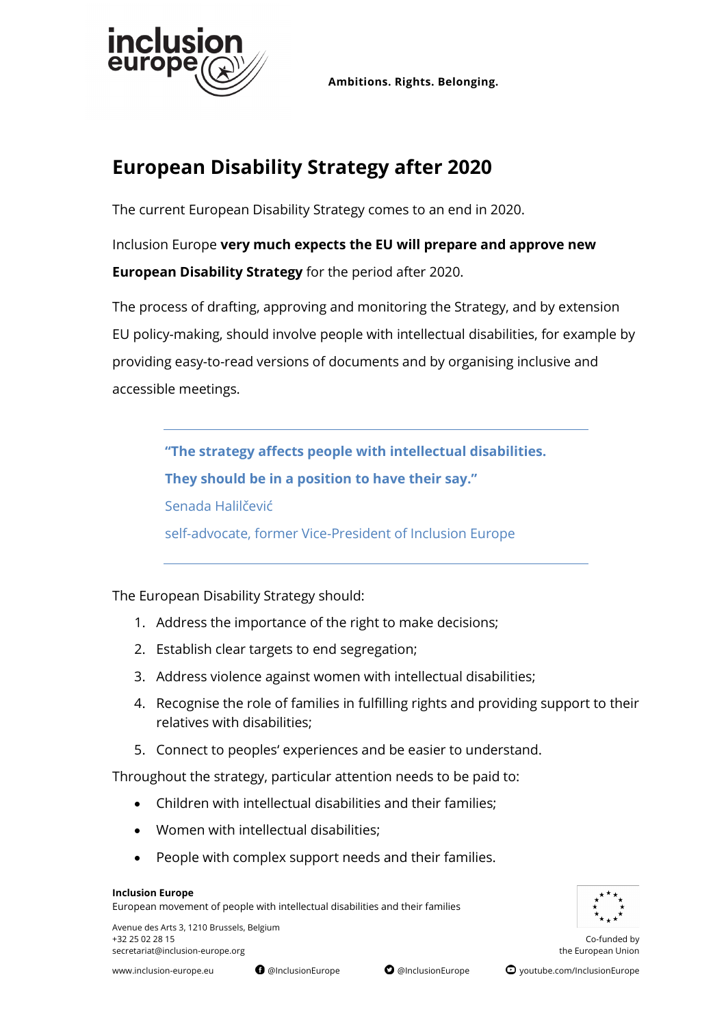Ambitions. Rights. Belonging.

# European Disability Strategy after 2020

The current European Disability Strategy comes to an end in 2020.

Inclusion Europe **very much expects the EU will prepare and approve new European Disability Strategy** for the period after 2020.

The process of drafting, approving and monitoring the Strategy, and by extension EU policy-making, should involve people with intellectual disabilities, for example by providing easy-to-read versions of documents and by organising inclusive and accessible meetings.

> **"The strategy affects people with intellectual disabilities. They should be in a position to have their say."**
>
> Senada Halilčević
>
> self-advocate, former Vice-President of Inclusion Europe

The European Disability Strategy should:

1. Address the importance of the right to make decisions;
2. Establish clear targets to end segregation;
3. Address violence against women with intellectual disabilities;
4. Recognise the role of families in fulfilling rights and providing support to their relatives with disabilities;
5. Connect to peoples' experiences and be easier to understand.

Throughout the strategy, particular attention needs to be paid to:

- Children with intellectual disabilities and their families;
- Women with intellectual disabilities;
- People with complex support needs and their families.

**Inclusion Europe**
European movement of people with intellectual disabilities and their families

Avenue des Arts 3, 1210 Brussels, Belgium
+32 25 02 28 15
secretariat@inclusion-europe.org

www.inclusion-europe.eu @InclusionEurope @InclusionEurope youtube.com/InclusionEurope

Co-funded by the European Union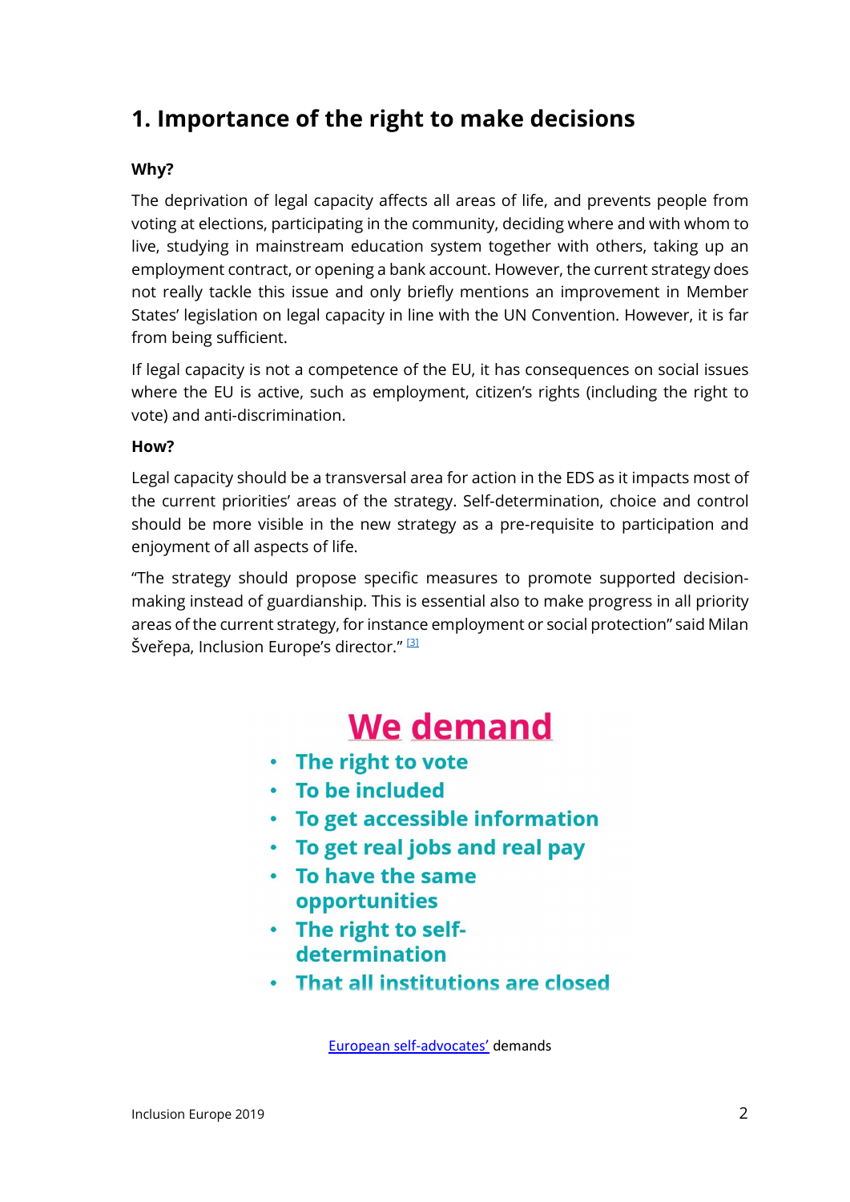## 1. Importance of the right to make decisions

**Why?**

The deprivation of legal capacity affects all areas of life, and prevents people from voting at elections, participating in the community, deciding where and with whom to live, studying in mainstream education system together with others, taking up an employment contract, or opening a bank account. However, the current strategy does not really tackle this issue and only briefly mentions an improvement in Member States' legislation on legal capacity in line with the UN Convention. However, it is far from being sufficient.

If legal capacity is not a competence of the EU, it has consequences on social issues where the EU is active, such as employment, citizen's rights (including the right to vote) and anti-discrimination.

**How?**

Legal capacity should be a transversal area for action in the EDS as it impacts most of the current priorities' areas of the strategy. Self-determination, choice and control should be more visible in the new strategy as a pre-requisite to participation and enjoyment of all aspects of life.

"The strategy should propose specific measures to promote supported decision-making instead of guardianship. This is essential also to make progress in all priority areas of the current strategy, for instance employment or social protection" said Milan Šveřepa, Inclusion Europe's director." [3]

**We demand**

- **The right to vote**
- **To be included**
- **To get accessible information**
- **To get real jobs and real pay**
- **To have the same opportunities**
- **The right to self-determination**
- **That all institutions are closed**

European self-advocates' demands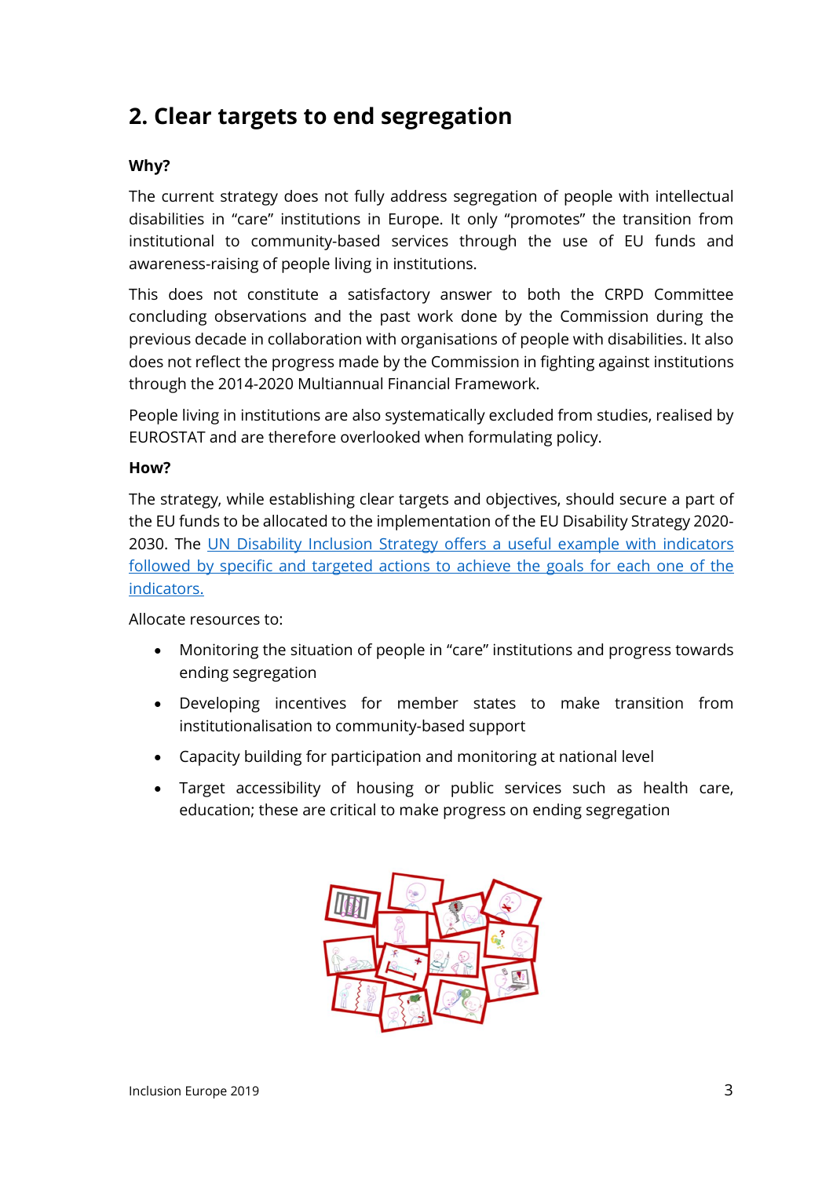## 2. Clear targets to end segregation

**Why?**

The current strategy does not fully address segregation of people with intellectual disabilities in "care" institutions in Europe. It only "promotes" the transition from institutional to community-based services through the use of EU funds and awareness-raising of people living in institutions.

This does not constitute a satisfactory answer to both the CRPD Committee concluding observations and the past work done by the Commission during the previous decade in collaboration with organisations of people with disabilities. It also does not reflect the progress made by the Commission in fighting against institutions through the 2014-2020 Multiannual Financial Framework.

People living in institutions are also systematically excluded from studies, realised by EUROSTAT and are therefore overlooked when formulating policy.

**How?**

The strategy, while establishing clear targets and objectives, should secure a part of the EU funds to be allocated to the implementation of the EU Disability Strategy 2020-2030. The UN Disability Inclusion Strategy offers a useful example with indicators followed by specific and targeted actions to achieve the goals for each one of the indicators.

Allocate resources to:

- Monitoring the situation of people in "care" institutions and progress towards ending segregation
- Developing incentives for member states to make transition from institutionalisation to community-based support
- Capacity building for participation and monitoring at national level
- Target accessibility of housing or public services such as health care, education; these are critical to make progress on ending segregation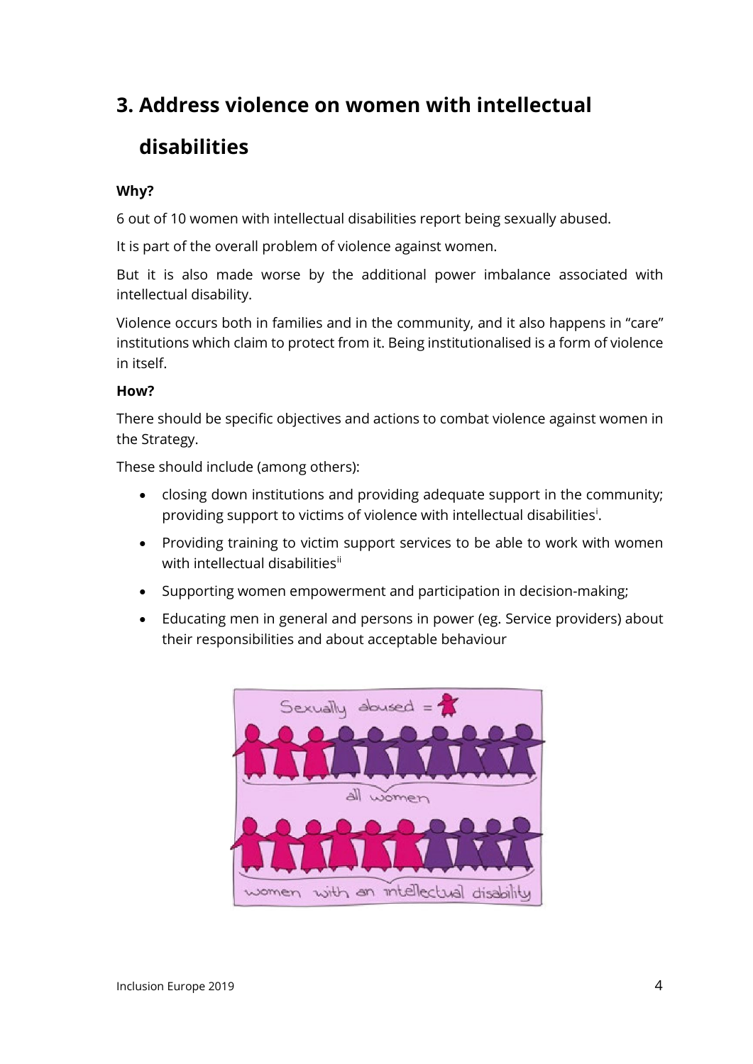## 3. Address violence on women with intellectual disabilities

**Why?**

6 out of 10 women with intellectual disabilities report being sexually abused.

It is part of the overall problem of violence against women.

But it is also made worse by the additional power imbalance associated with intellectual disability.

Violence occurs both in families and in the community, and it also happens in "care" institutions which claim to protect from it. Being institutionalised is a form of violence in itself.

**How?**

There should be specific objectives and actions to combat violence against women in the Strategy.

These should include (among others):

- closing down institutions and providing adequate support in the community; providing support to victims of violence with intellectual disabilities[i].
- Providing training to victim support services to be able to work with women with intellectual disabilities[ii]
- Supporting women empowerment and participation in decision-making;
- Educating men in general and persons in power (eg. Service providers) about their responsibilities and about acceptable behaviour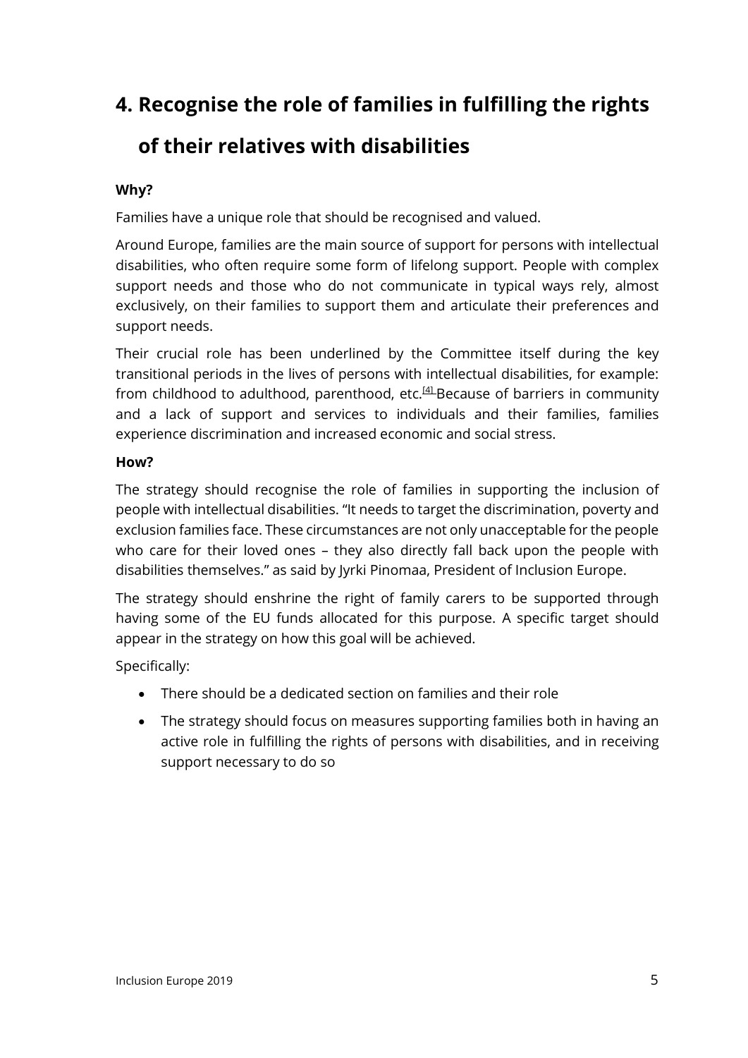## 4. Recognise the role of families in fulfilling the rights of their relatives with disabilities

**Why?**

Families have a unique role that should be recognised and valued.

Around Europe, families are the main source of support for persons with intellectual disabilities, who often require some form of lifelong support. People with complex support needs and those who do not communicate in typical ways rely, almost exclusively, on their families to support them and articulate their preferences and support needs.

Their crucial role has been underlined by the Committee itself during the key transitional periods in the lives of persons with intellectual disabilities, for example: from childhood to adulthood, parenthood, etc.[4] Because of barriers in community and a lack of support and services to individuals and their families, families experience discrimination and increased economic and social stress.

**How?**

The strategy should recognise the role of families in supporting the inclusion of people with intellectual disabilities. "It needs to target the discrimination, poverty and exclusion families face. These circumstances are not only unacceptable for the people who care for their loved ones – they also directly fall back upon the people with disabilities themselves." as said by Jyrki Pinomaa, President of Inclusion Europe.

The strategy should enshrine the right of family carers to be supported through having some of the EU funds allocated for this purpose. A specific target should appear in the strategy on how this goal will be achieved.

Specifically:

- There should be a dedicated section on families and their role
- The strategy should focus on measures supporting families both in having an active role in fulfilling the rights of persons with disabilities, and in receiving support necessary to do so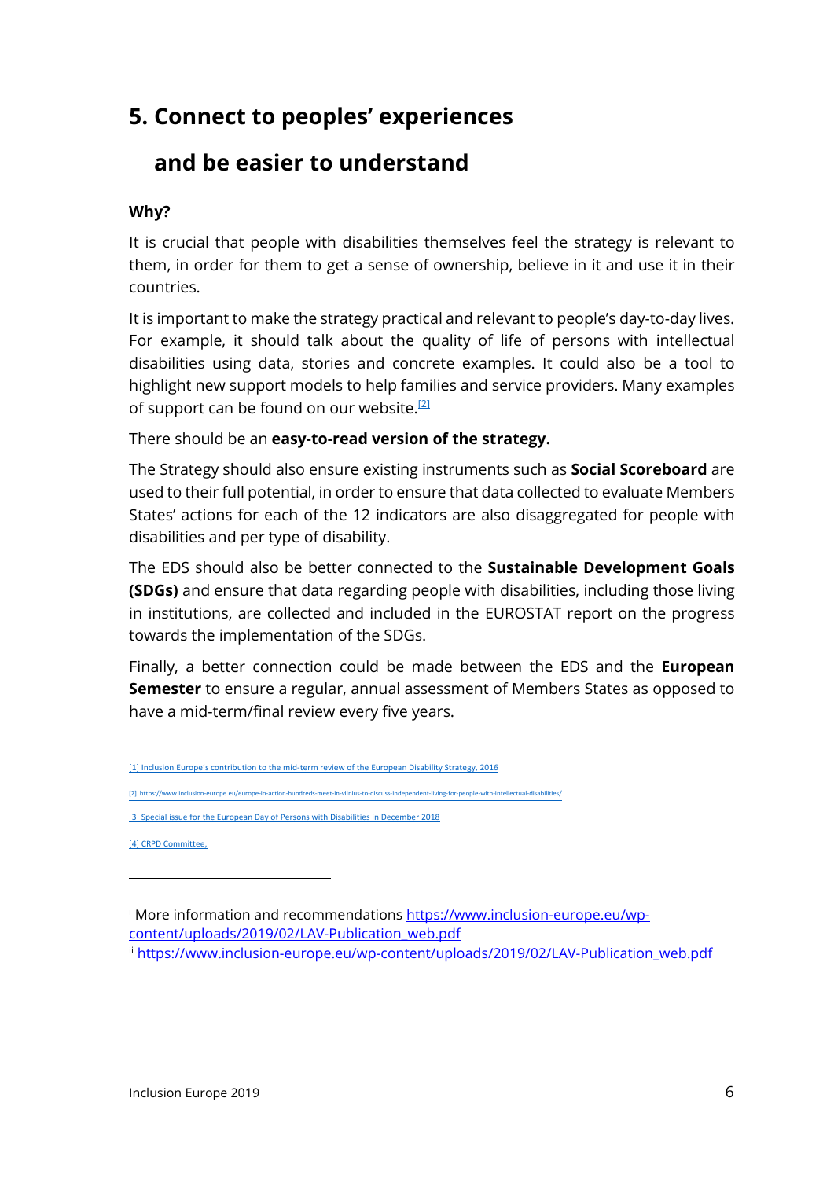## 5. Connect to peoples' experiences and be easier to understand

**Why?**

It is crucial that people with disabilities themselves feel the strategy is relevant to them, in order for them to get a sense of ownership, believe in it and use it in their countries.

It is important to make the strategy practical and relevant to people's day-to-day lives. For example, it should talk about the quality of life of persons with intellectual disabilities using data, stories and concrete examples. It could also be a tool to highlight new support models to help families and service providers. Many examples of support can be found on our website.[2]

There should be an **easy-to-read version of the strategy.**

The Strategy should also ensure existing instruments such as **Social Scoreboard** are used to their full potential, in order to ensure that data collected to evaluate Members States' actions for each of the 12 indicators are also disaggregated for people with disabilities and per type of disability.

The EDS should also be better connected to the **Sustainable Development Goals (SDGs)** and ensure that data regarding people with disabilities, including those living in institutions, are collected and included in the EUROSTAT report on the progress towards the implementation of the SDGs.

Finally, a better connection could be made between the EDS and the **European Semester** to ensure a regular, annual assessment of Members States as opposed to have a mid-term/final review every five years.

[1] Inclusion Europe's contribution to the mid-term review of the European Disability Strategy, 2016

[2] https://www.inclusion-europe.eu/europe-in-action-hundreds-meet-in-vilnius-to-discuss-independent-living-for-people-with-intellectual-disabilities/

[3] Special issue for the European Day of Persons with Disabilities in December 2018

[4] CRPD Committee,

---

[i] More information and recommendations https://www.inclusion-europe.eu/wp-content/uploads/2019/02/LAV-Publication_web.pdf

[ii] https://www.inclusion-europe.eu/wp-content/uploads/2019/02/LAV-Publication_web.pdf